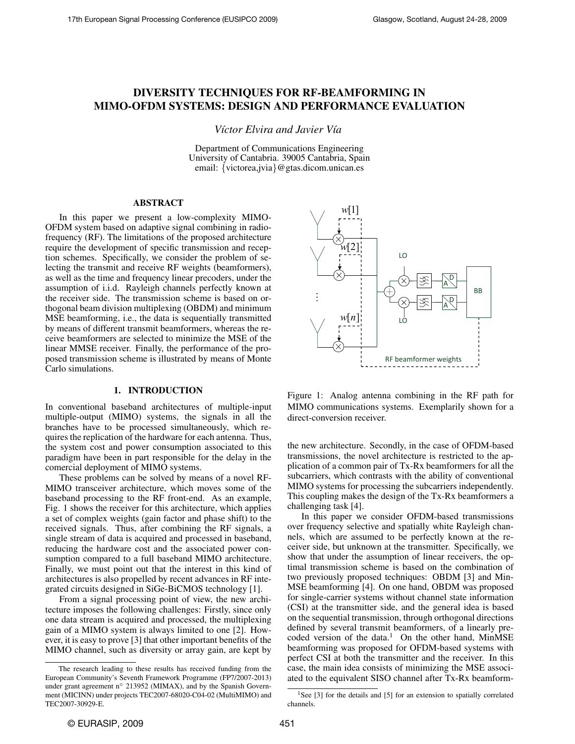# DIVERSITY TECHNIQUES FOR RF-BEAMFORMING IN MIMO-OFDM SYSTEMS: DESIGN AND PERFORMANCE EVALUATION

*Víctor Elvira and Javier Vía*

Department of Communications Engineering
University of Cantabria. 39005 Cantabria, Spain
email: {victorea,jvia}@gtas.dicom.unican.es

## ABSTRACT

In this paper we present a low-complexity MIMO-OFDM system based on adaptive signal combining in radio-frequency (RF). The limitations of the proposed architecture require the development of specific transmission and reception schemes. Specifically, we consider the problem of selecting the transmit and receive RF weights (beamformers), as well as the time and frequency linear precoders, under the assumption of i.i.d. Rayleigh channels perfectly known at the receiver side. The transmission scheme is based on orthogonal beam division multiplexing (OBDM) and minimum MSE beamforming, i.e., the data is sequentially transmitted by means of different transmit beamformers, whereas the receive beamformers are selected to minimize the MSE of the linear MMSE receiver. Finally, the performance of the proposed transmission scheme is illustrated by means of Monte Carlo simulations.

## 1. INTRODUCTION

In conventional baseband architectures of multiple-input multiple-output (MIMO) systems, the signals in all the branches have to be processed simultaneously, which requires the replication of the hardware for each antenna. Thus, the system cost and power consumption associated to this paradigm have been in part responsible for the delay in the comercial deployment of MIMO systems.

These problems can be solved by means of a novel RF-MIMO transceiver architecture, which moves some of the baseband processing to the RF front-end. As an example, Fig. 1 shows the receiver for this architecture, which applies a set of complex weights (gain factor and phase shift) to the received signals. Thus, after combining the RF signals, a single stream of data is acquired and processed in baseband, reducing the hardware cost and the associated power consumption compared to a full baseband MIMO architecture. Finally, we must point out that the interest in this kind of architectures is also propelled by recent advances in RF integrated circuits designed in SiGe-BiCMOS technology [1].

From a signal processing point of view, the new architecture imposes the following challenges: Firstly, since only one data stream is acquired and processed, the multiplexing gain of a MIMO system is always limited to one [2]. However, it is easy to prove [3] that other important benefits of the MIMO channel, such as diversity or array gain, are kept by the new architecture. Secondly, in the case of OFDM-based transmissions, the novel architecture is restricted to the application of a common pair of Tx-Rx beamformers for all the subcarriers, which contrasts with the ability of conventional MIMO systems for processing the subcarriers independently. This coupling makes the design of the Tx-Rx beamformers a challenging task [4].

Figure 1: Analog antenna combining in the RF path for MIMO communications systems. Exemplarily shown for a direct-conversion receiver.

In this paper we consider OFDM-based transmissions over frequency selective and spatially white Rayleigh channels, which are assumed to be perfectly known at the receiver side, but unknown at the transmitter. Specifically, we show that under the assumption of linear receivers, the optimal transmission scheme is based on the combination of two previously proposed techniques: OBDM [3] and MinMSE beamforming [4]. On one hand, OBDM was proposed for single-carrier systems without channel state information (CSI) at the transmitter side, and the general idea is based on the sequential transmission, through orthogonal directions defined by several transmit beamformers, of a linearly precoded version of the data.[1] On the other hand, MinMSE beamforming was proposed for OFDM-based systems with perfect CSI at both the transmitter and the receiver. In this case, the main idea consists of minimizing the MSE associated to the equivalent SISO channel after Tx-Rx beamform-

The research leading to these results has received funding from the European Community's Seventh Framework Programme (FP7/2007-2013) under grant agreement n° 213952 (MIMAX), and by the Spanish Government (MICINN) under projects TEC2007-68020-C04-02 (MultiMIMO) and TEC2007-30929-E.

[1] See [3] for the details and [5] for an extension to spatially correlated channels.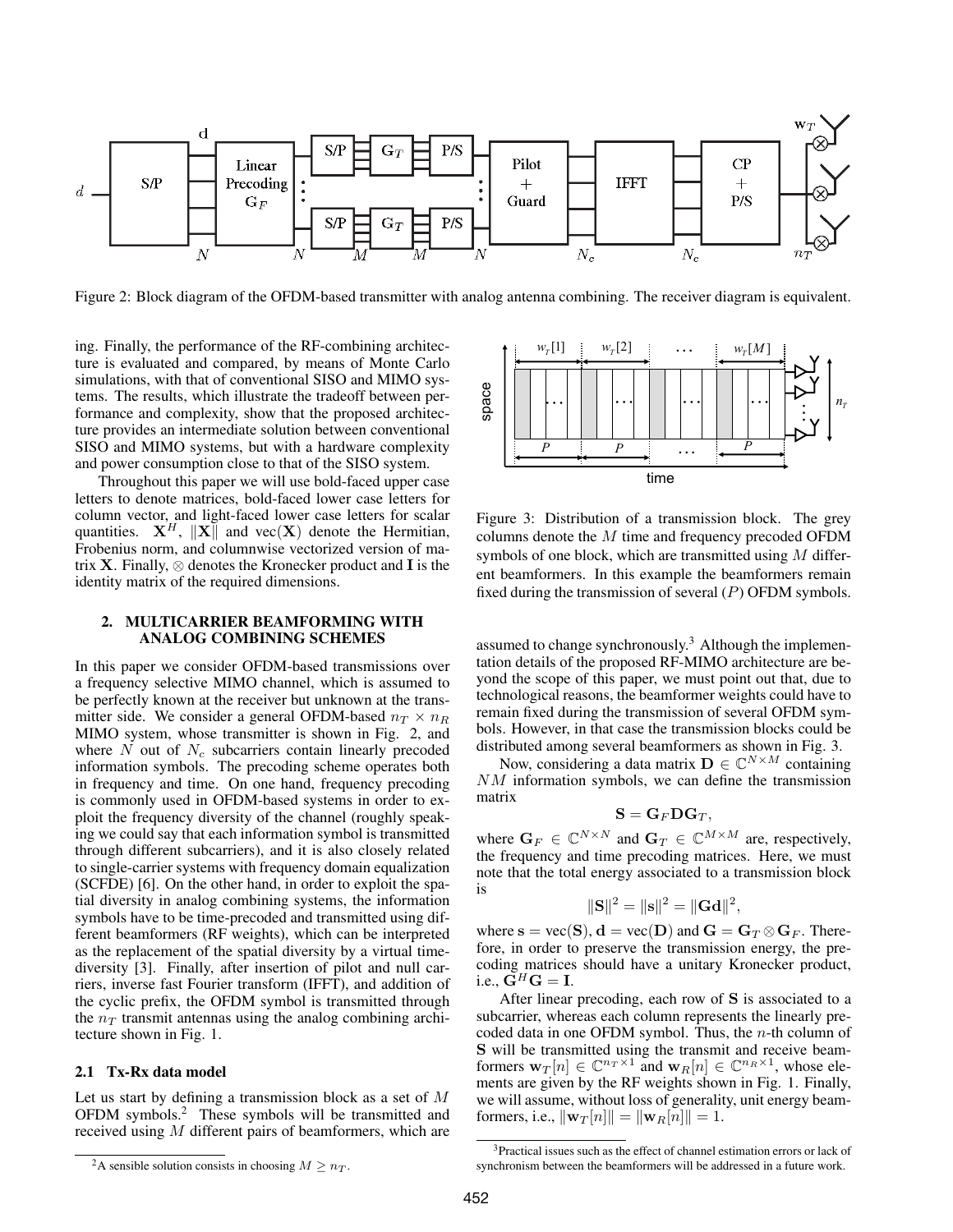Figure 2: Block diagram of the OFDM-based transmitter with analog antenna combining. The receiver diagram is equivalent.

ing. Finally, the performance of the RF-combining architecture is evaluated and compared, by means of Monte Carlo simulations, with that of conventional SISO and MIMO systems. The results, which illustrate the tradeoff between performance and complexity, show that the proposed architecture provides an intermediate solution between conventional SISO and MIMO systems, but with a hardware complexity and power consumption close to that of the SISO system.

Throughout this paper we will use bold-faced upper case letters to denote matrices, bold-faced lower case letters for column vector, and light-faced lower case letters for scalar quantities. $\mathbf{X}^H$, $\|\mathbf{X}\|$ and $\text{vec}(\mathbf{X})$ denote the Hermitian, Frobenius norm, and columnwise vectorized version of matrix $\mathbf{X}$. Finally, $\otimes$ denotes the Kronecker product and $\mathbf{I}$ is the identity matrix of the required dimensions.

## 2. MULTICARRIER BEAMFORMING WITH ANALOG COMBINING SCHEMES

In this paper we consider OFDM-based transmissions over a frequency selective MIMO channel, which is assumed to be perfectly known at the receiver but unknown at the transmitter side. We consider a general OFDM-based $n_T \times n_R$ MIMO system, whose transmitter is shown in Fig. 2, and where $N$ out of $N_c$ subcarriers contain linearly precoded information symbols. The precoding scheme operates both in frequency and time. On one hand, frequency precoding is commonly used in OFDM-based systems in order to exploit the frequency diversity of the channel (roughly speaking we could say that each information symbol is transmitted through different subcarriers), and it is also closely related to single-carrier systems with frequency domain equalization (SCFDE) [6]. On the other hand, in order to exploit the spatial diversity in analog combining systems, the information symbols have to be time-precoded and transmitted using different beamformers (RF weights), which can be interpreted as the replacement of the spatial diversity by a virtual time-diversity [3]. Finally, after insertion of pilot and null carriers, inverse fast Fourier transform (IFFT), and addition of the cyclic prefix, the OFDM symbol is transmitted through the $n_T$ transmit antennas using the analog combining architecture shown in Fig. 1.

### 2.1 Tx-Rx data model

Let us start by defining a transmission block as a set of $M$ OFDM symbols.[2] These symbols will be transmitted and received using $M$ different pairs of beamformers, which are assumed to change synchronously.[3] Although the implementation details of the proposed RF-MIMO architecture are beyond the scope of this paper, we must point out that, due to technological reasons, the beamformer weights could have to remain fixed during the transmission of several OFDM symbols. However, in that case the transmission blocks could be distributed among several beamformers as shown in Fig. 3.

Figure 3: Distribution of a transmission block. The grey columns denote the $M$ time and frequency precoded OFDM symbols of one block, which are transmitted using $M$ different beamformers. In this example the beamformers remain fixed during the transmission of several ($P$) OFDM symbols.

Now, considering a data matrix $\mathbf{D} \in \mathbb{C}^{N \times M}$ containing $NM$ information symbols, we can define the transmission matrix

$$\mathbf{S} = \mathbf{G}_F \mathbf{D} \mathbf{G}_T,$$

where $\mathbf{G}_F \in \mathbb{C}^{N \times N}$ and $\mathbf{G}_T \in \mathbb{C}^{M \times M}$ are, respectively, the frequency and time precoding matrices. Here, we must note that the total energy associated to a transmission block is

$$\|\mathbf{S}\|^2 = \|\mathbf{s}\|^2 = \|\mathbf{G}\mathbf{d}\|^2,$$

where $\mathbf{s} = \text{vec}(\mathbf{S})$, $\mathbf{d} = \text{vec}(\mathbf{D})$ and $\mathbf{G} = \mathbf{G}_T \otimes \mathbf{G}_F$. Therefore, in order to preserve the transmission energy, the precoding matrices should have a unitary Kronecker product, i.e., $\mathbf{G}^H\mathbf{G} = \mathbf{I}$.

After linear precoding, each row of $\mathbf{S}$ is associated to a subcarrier, whereas each column represents the linearly precoded data in one OFDM symbol. Thus, the $n$-th column of $\mathbf{S}$ will be transmitted using the transmit and receive beamformers $\mathbf{w}_T[n] \in \mathbb{C}^{n_T \times 1}$ and $\mathbf{w}_R[n] \in \mathbb{C}^{n_R \times 1}$, whose elements are given by the RF weights shown in Fig. 1. Finally, we will assume, without loss of generality, unit energy beamformers, i.e., $\|\mathbf{w}_T[n]\| = \|\mathbf{w}_R[n]\| = 1$.

[2] A sensible solution consists in choosing $M \geq n_T$.

[3] Practical issues such as the effect of channel estimation errors or lack of synchronism between the beamformers will be addressed in a future work.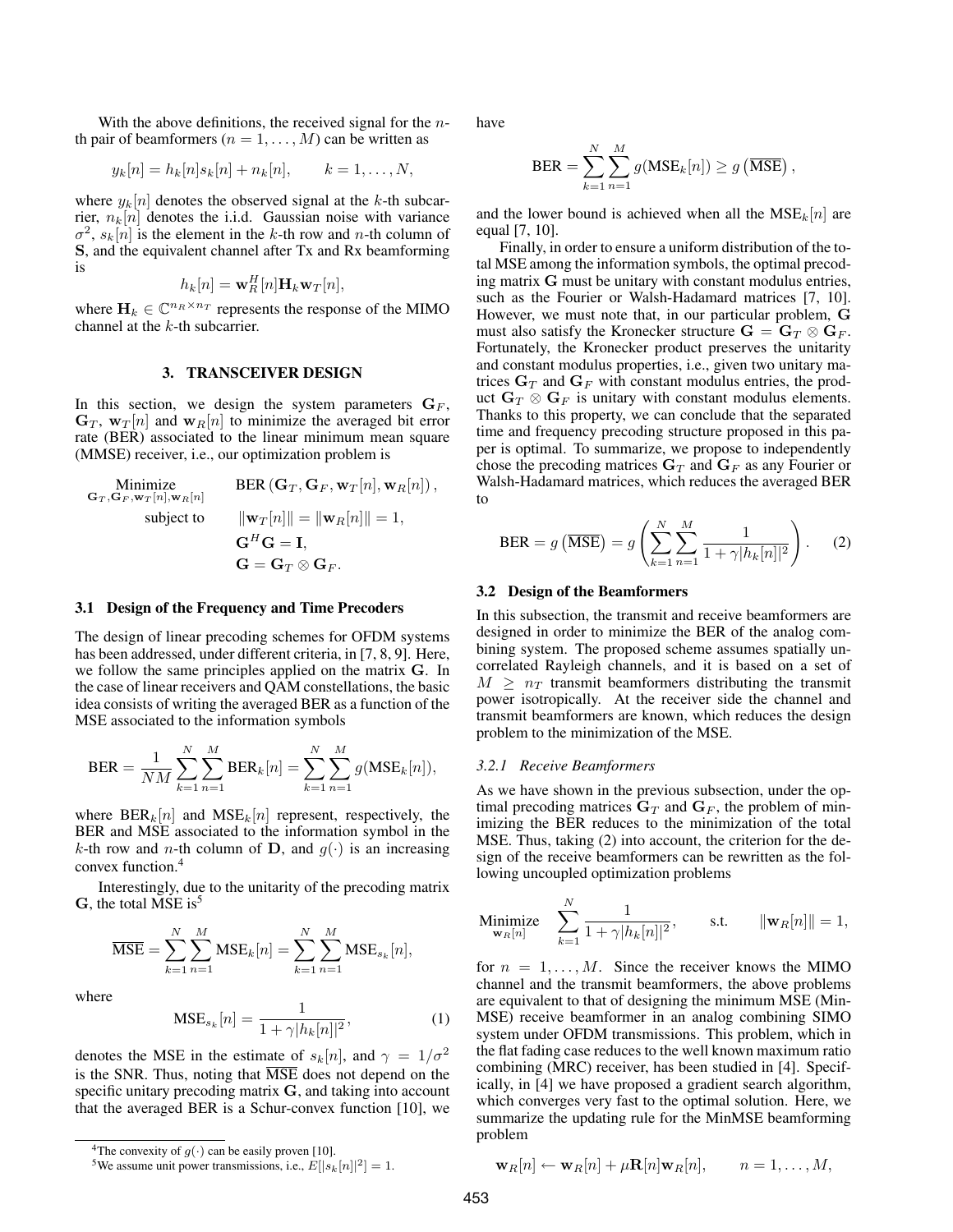With the above definitions, the received signal for the $n$-th pair of beamformers ($n = 1, \ldots, M$) can be written as

$$y_k[n] = h_k[n]s_k[n] + n_k[n], \qquad k = 1, \ldots, N,$$

where $y_k[n]$ denotes the observed signal at the $k$-th subcarrier, $n_k[n]$ denotes the i.i.d. Gaussian noise with variance $\sigma^2$, $s_k[n]$ is the element in the $k$-th row and $n$-th column of $\mathbf{S}$, and the equivalent channel after Tx and Rx beamforming is

$$h_k[n] = \mathbf{w}_R^H[n]\mathbf{H}_k\mathbf{w}_T[n],$$

where $\mathbf{H}_k \in \mathbb{C}^{n_R \times n_T}$ represents the response of the MIMO channel at the $k$-th subcarrier.

## 3. TRANSCEIVER DESIGN

In this section, we design the system parameters $\mathbf{G}_F$, $\mathbf{G}_T$, $\mathbf{w}_T[n]$ and $\mathbf{w}_R[n]$ to minimize the averaged bit error rate (BER) associated to the linear minimum mean square (MMSE) receiver, i.e., our optimization problem is

$$\begin{aligned}
\underset{\mathbf{G}_T,\mathbf{G}_F,\mathbf{w}_T[n],\mathbf{w}_R[n]}{\text{Minimize}} \quad & \text{BER}\left(\mathbf{G}_T, \mathbf{G}_F, \mathbf{w}_T[n], \mathbf{w}_R[n]\right), \\
\text{subject to} \quad & \|\mathbf{w}_T[n]\| = \|\mathbf{w}_R[n]\| = 1, \\
& \mathbf{G}^H\mathbf{G} = \mathbf{I}, \\
& \mathbf{G} = \mathbf{G}_T \otimes \mathbf{G}_F.
\end{aligned}$$

### 3.1 Design of the Frequency and Time Precoders

The design of linear precoding schemes for OFDM systems has been addressed, under different criteria, in [7, 8, 9]. Here, we follow the same principles applied on the matrix $\mathbf{G}$. In the case of linear receivers and QAM constellations, the basic idea consists of writing the averaged BER as a function of the MSE associated to the information symbols

$$\text{BER} = \frac{1}{NM}\sum_{k=1}^{N}\sum_{n=1}^{M}\text{BER}_k[n] = \sum_{k=1}^{N}\sum_{n=1}^{M} g(\text{MSE}_k[n]),$$

where $\text{BER}_k[n]$ and $\text{MSE}_k[n]$ represent, respectively, the BER and MSE associated to the information symbol in the $k$-th row and $n$-th column of $\mathbf{D}$, and $g(\cdot)$ is an increasing convex function.[4]

Interestingly, due to the unitarity of the precoding matrix $\mathbf{G}$, the total MSE is[5]

$$\overline{\text{MSE}} = \sum_{k=1}^{N}\sum_{n=1}^{M}\text{MSE}_k[n] = \sum_{k=1}^{N}\sum_{n=1}^{M}\text{MSE}_{s_k}[n],$$

where

$$\text{MSE}_{s_k}[n] = \frac{1}{1 + \gamma|h_k[n]|^2}, \qquad (1)$$

denotes the MSE in the estimate of $s_k[n]$, and $\gamma = 1/\sigma^2$ is the SNR. Thus, noting that $\overline{\text{MSE}}$ does not depend on the specific unitary precoding matrix $\mathbf{G}$, and taking into account that the averaged BER is a Schur-convex function [10], we have

$$\text{BER} = \sum_{k=1}^{N}\sum_{n=1}^{M} g(\text{MSE}_k[n]) \geq g\left(\overline{\text{MSE}}\right),$$

and the lower bound is achieved when all the $\text{MSE}_k[n]$ are equal [7, 10].

Finally, in order to ensure a uniform distribution of the total MSE among the information symbols, the optimal precoding matrix $\mathbf{G}$ must be unitary with constant modulus entries, such as the Fourier or Walsh-Hadamard matrices [7, 10]. However, we must note that, in our particular problem, $\mathbf{G}$ must also satisfy the Kronecker structure $\mathbf{G} = \mathbf{G}_T \otimes \mathbf{G}_F$. Fortunately, the Kronecker product preserves the unitarity and constant modulus properties, i.e., given two unitary matrices $\mathbf{G}_T$ and $\mathbf{G}_F$ with constant modulus entries, the product $\mathbf{G}_T \otimes \mathbf{G}_F$ is unitary with constant modulus elements. Thanks to this property, we can conclude that the separated time and frequency precoding structure proposed in this paper is optimal. To summarize, we propose to independently chose the precoding matrices $\mathbf{G}_T$ and $\mathbf{G}_F$ as any Fourier or Walsh-Hadamard matrices, which reduces the averaged BER to

$$\text{BER} = g\left(\overline{\text{MSE}}\right) = g\left(\sum_{k=1}^{N}\sum_{n=1}^{M}\frac{1}{1 + \gamma|h_k[n]|^2}\right). \qquad (2)$$

### 3.2 Design of the Beamformers

In this subsection, the transmit and receive beamformers are designed in order to minimize the BER of the analog combining system. The proposed scheme assumes spatially uncorrelated Rayleigh channels, and it is based on a set of $M \geq n_T$ transmit beamformers distributing the transmit power isotropically. At the receiver side the channel and transmit beamformers are known, which reduces the design problem to the minimization of the MSE.

#### *3.2.1 Receive Beamformers*

As we have shown in the previous subsection, under the optimal precoding matrices $\mathbf{G}_T$ and $\mathbf{G}_F$, the problem of minimizing the BER reduces to the minimization of the total MSE. Thus, taking (2) into account, the criterion for the design of the receive beamformers can be rewritten as the following uncoupled optimization problems

$$\underset{\mathbf{w}_R[n]}{\text{Minimize}} \quad \sum_{k=1}^{N}\frac{1}{1 + \gamma|h_k[n]|^2}, \qquad \text{s.t.} \qquad \|\mathbf{w}_R[n]\| = 1,$$

for $n = 1, \ldots, M$. Since the receiver knows the MIMO channel and the transmit beamformers, the above problems are equivalent to that of designing the minimum MSE (MinMSE) receive beamformer in an analog combining SIMO system under OFDM transmissions. This problem, which in the flat fading case reduces to the well known maximum ratio combining (MRC) receiver, has been studied in [4]. Specifically, in [4] we have proposed a gradient search algorithm, which converges very fast to the optimal solution. Here, we summarize the updating rule for the MinMSE beamforming problem

$$\mathbf{w}_R[n] \leftarrow \mathbf{w}_R[n] + \mu\mathbf{R}[n]\mathbf{w}_R[n], \qquad n = 1, \ldots, M,$$

---

[4] The convexity of $g(\cdot)$ can be easily proven [10].

[5] We assume unit power transmissions, i.e., $E[|s_k[n]|^2] = 1$.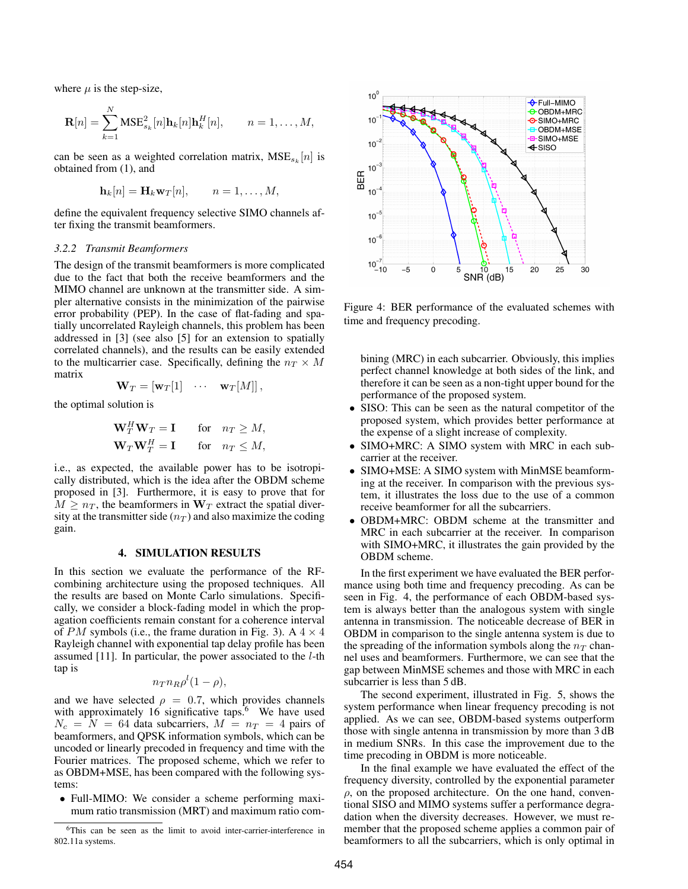where $\mu$ is the step-size,

$$\mathbf{R}[n] = \sum_{k=1}^{N} \text{MSE}_{s_k}^2[n]\mathbf{h}_k[n]\mathbf{h}_k^H[n], \qquad n = 1, \ldots, M,$$

can be seen as a weighted correlation matrix, $\text{MSE}_{s_k}[n]$ is obtained from (1), and

$$\mathbf{h}_k[n] = \mathbf{H}_k \mathbf{w}_T[n], \qquad n = 1, \ldots, M,$$

define the equivalent frequency selective SIMO channels after fixing the transmit beamformers.

### 3.2.2 *Transmit Beamformers*

The design of the transmit beamformers is more complicated due to the fact that both the receive beamformers and the MIMO channel are unknown at the transmitter side. A simpler alternative consists in the minimization of the pairwise error probability (PEP). In the case of flat-fading and spatially uncorrelated Rayleigh channels, this problem has been addressed in [3] (see also [5] for an extension to spatially correlated channels), and the results can be easily extended to the multicarrier case. Specifically, defining the $n_T \times M$ matrix

$$\mathbf{W}_T = [\mathbf{w}_T[1] \quad \cdots \quad \mathbf{w}_T[M]],$$

the optimal solution is

$$\begin{aligned} \mathbf{W}_T^H \mathbf{W}_T &= \mathbf{I} \qquad \text{for} \quad n_T \geq M, \\ \mathbf{W}_T \mathbf{W}_T^H &= \mathbf{I} \qquad \text{for} \quad n_T \leq M, \end{aligned}$$

i.e., as expected, the available power has to be isotropically distributed, which is the idea after the OBDM scheme proposed in [3]. Furthermore, it is easy to prove that for $M \geq n_T$, the beamformers in $\mathbf{W}_T$ extract the spatial diversity at the transmitter side ($n_T$) and also maximize the coding gain.

## 4. SIMULATION RESULTS

In this section we evaluate the performance of the RF-combining architecture using the proposed techniques. All the results are based on Monte Carlo simulations. Specifically, we consider a block-fading model in which the propagation coefficients remain constant for a coherence interval of $PM$ symbols (i.e., the frame duration in Fig. 3). A $4 \times 4$ Rayleigh channel with exponential tap delay profile has been assumed [11]. In particular, the power associated to the $l$-th tap is

$$n_T n_R \rho^l (1 - \rho),$$

and we have selected $\rho = 0.7$, which provides channels with approximately 16 significative taps.[6] We have used $N_c = N = 64$ data subcarriers, $M = n_T = 4$ pairs of beamformers, and QPSK information symbols, which can be uncoded or linearly precoded in frequency and time with the Fourier matrices. The proposed scheme, which we refer to as OBDM+MSE, has been compared with the following systems:

- Full-MIMO: We consider a scheme performing maximum ratio transmission (MRT) and maximum ratio combining (MRC) in each subcarrier. Obviously, this implies perfect channel knowledge at both sides of the link, and therefore it can be seen as a non-tight upper bound for the performance of the proposed system.
- SISO: This can be seen as the natural competitor of the proposed system, which provides better performance at the expense of a slight increase of complexity.
- SIMO+MRC: A SIMO system with MRC in each subcarrier at the receiver.
- SIMO+MSE: A SIMO system with MinMSE beamforming at the receiver. In comparison with the previous system, it illustrates the loss due to the use of a common receive beamformer for all the subcarriers.
- OBDM+MRC: OBDM scheme at the transmitter and MRC in each subcarrier at the receiver. In comparison with SIMO+MRC, it illustrates the gain provided by the OBDM scheme.

[6] This can be seen as the limit to avoid inter-carrier-interference in 802.11a systems.

Figure 4: BER performance of the evaluated schemes with time and frequency precoding.

In the first experiment we have evaluated the BER performance using both time and frequency precoding. As can be seen in Fig. 4, the performance of each OBDM-based system is always better than the analogous system with single antenna in transmission. The noticeable decrease of BER in OBDM in comparison to the single antenna system is due to the spreading of the information symbols along the $n_T$ channel uses and beamformers. Furthermore, we can see that the gap between MinMSE schemes and those with MRC in each subcarrier is less than 5 dB.

The second experiment, illustrated in Fig. 5, shows the system performance when linear frequency precoding is not applied. As we can see, OBDM-based systems outperform those with single antenna in transmission by more than 3 dB in medium SNRs. In this case the improvement due to the time precoding in OBDM is more noticeable.

In the final example we have evaluated the effect of the frequency diversity, controlled by the exponential parameter $\rho$, on the proposed architecture. On the one hand, conventional SISO and MIMO systems suffer a performance degradation when the diversity decreases. However, we must remember that the proposed scheme applies a common pair of beamformers to all the subcarriers, which is only optimal in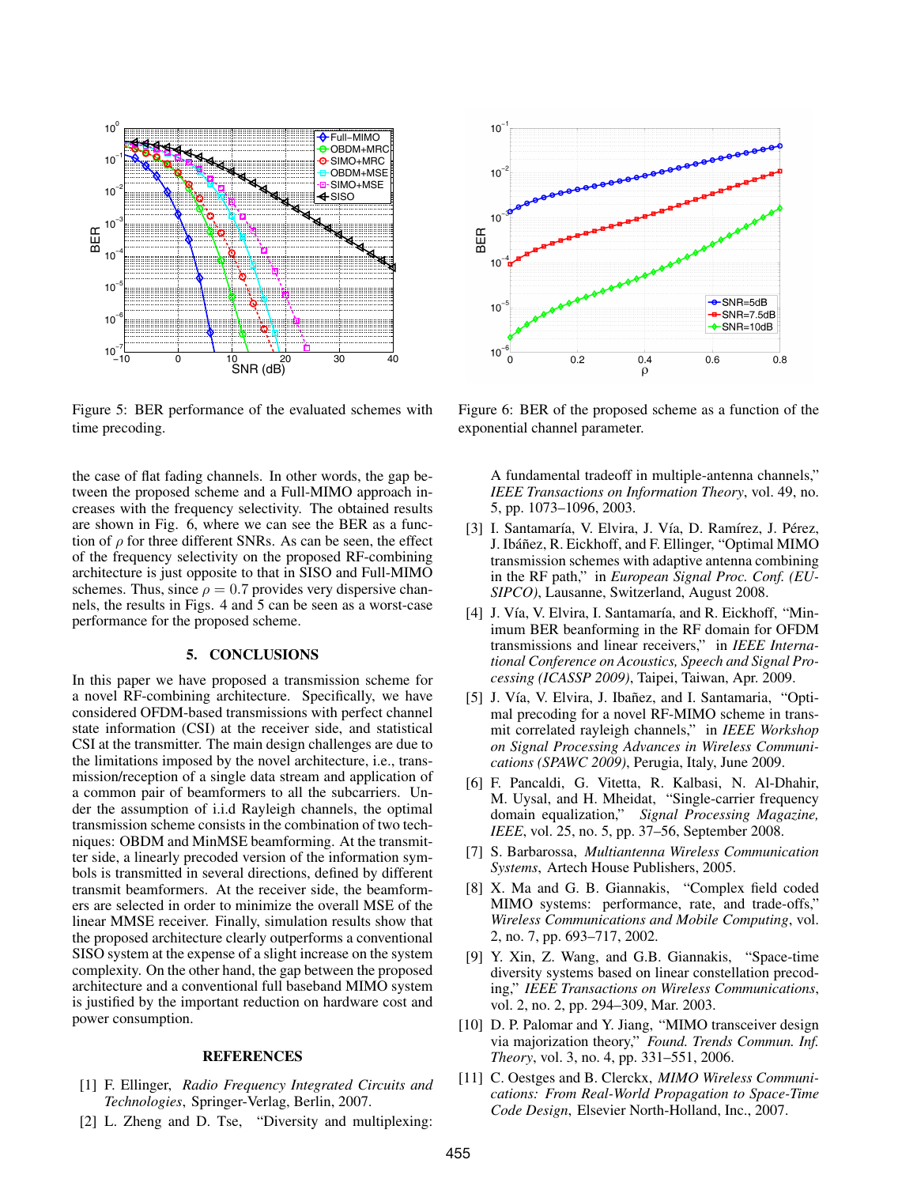10^0
10^-1
10^-2
10^-3
10^-4
10^-5
10^-6
10^-7
BER
−10
0
10
20
30
40
SNR (dB)
Full−MIMO
OBDM+MRC
SIMO+MRC
OBDM+MSE
SIMO+MSE
SISO

Figure 5: BER performance of the evaluated schemes with time precoding.

10^-1
10^-2
10^-3
10^-4
10^-5
10^-6
BER
0
0.2
0.4
0.6
0.8
ρ
SNR=5dB
SNR=7.5dB
SNR=10dB

Figure 6: BER of the proposed scheme as a function of the exponential channel parameter.

the case of flat fading channels. In other words, the gap between the proposed scheme and a Full-MIMO approach increases with the frequency selectivity. The obtained results are shown in Fig. 6, where we can see the BER as a function of $\rho$ for three different SNRs. As can be seen, the effect of the frequency selectivity on the proposed RF-combining architecture is just opposite to that in SISO and Full-MIMO schemes. Thus, since $\rho = 0.7$ provides very dispersive channels, the results in Figs. 4 and 5 can be seen as a worst-case performance for the proposed scheme.

## 5. CONCLUSIONS

In this paper we have proposed a transmission scheme for a novel RF-combining architecture. Specifically, we have considered OFDM-based transmissions with perfect channel state information (CSI) at the receiver side, and statistical CSI at the transmitter. The main design challenges are due to the limitations imposed by the novel architecture, i.e., transmission/reception of a single data stream and application of a common pair of beamformers to all the subcarriers. Under the assumption of i.i.d Rayleigh channels, the optimal transmission scheme consists in the combination of two techniques: OBDM and MinMSE beamforming. At the transmitter side, a linearly precoded version of the information symbols is transmitted in several directions, defined by different transmit beamformers. At the receiver side, the beamformers are selected in order to minimize the overall MSE of the linear MMSE receiver. Finally, simulation results show that the proposed architecture clearly outperforms a conventional SISO system at the expense of a slight increase on the system complexity. On the other hand, the gap between the proposed architecture and a conventional full baseband MIMO system is justified by the important reduction on hardware cost and power consumption.

## REFERENCES

[1] F. Ellinger, *Radio Frequency Integrated Circuits and Technologies*, Springer-Verlag, Berlin, 2007.

[2] L. Zheng and D. Tse, "Diversity and multiplexing: A fundamental tradeoff in multiple-antenna channels," *IEEE Transactions on Information Theory*, vol. 49, no. 5, pp. 1073–1096, 2003.

[3] I. Santamaría, V. Elvira, J. Vía, D. Ramírez, J. Pérez, J. Ibáñez, R. Eickhoff, and F. Ellinger, "Optimal MIMO transmission schemes with adaptive antenna combining in the RF path," in *European Signal Proc. Conf. (EUSIPCO)*, Lausanne, Switzerland, August 2008.

[4] J. Vía, V. Elvira, I. Santamaría, and R. Eickhoff, "Minimum BER beanforming in the RF domain for OFDM transmissions and linear receivers," in *IEEE International Conference on Acoustics, Speech and Signal Processing (ICASSP 2009)*, Taipei, Taiwan, Apr. 2009.

[5] J. Vía, V. Elvira, J. Ibañez, and I. Santamaria, "Optimal precoding for a novel RF-MIMO scheme in transmit correlated rayleigh channels," in *IEEE Workshop on Signal Processing Advances in Wireless Communications (SPAWC 2009)*, Perugia, Italy, June 2009.

[6] F. Pancaldi, G. Vitetta, R. Kalbasi, N. Al-Dhahir, M. Uysal, and H. Mheidat, "Single-carrier frequency domain equalization," *Signal Processing Magazine, IEEE*, vol. 25, no. 5, pp. 37–56, September 2008.

[7] S. Barbarossa, *Multiantenna Wireless Communication Systems*, Artech House Publishers, 2005.

[8] X. Ma and G. B. Giannakis, "Complex field coded MIMO systems: performance, rate, and trade-offs," *Wireless Communications and Mobile Computing*, vol. 2, no. 7, pp. 693–717, 2002.

[9] Y. Xin, Z. Wang, and G.B. Giannakis, "Space-time diversity systems based on linear constellation precoding," *IEEE Transactions on Wireless Communications*, vol. 2, no. 2, pp. 294–309, Mar. 2003.

[10] D. P. Palomar and Y. Jiang, "MIMO transceiver design via majorization theory," *Found. Trends Commun. Inf. Theory*, vol. 3, no. 4, pp. 331–551, 2006.

[11] C. Oestges and B. Clerckx, *MIMO Wireless Communications: From Real-World Propagation to Space-Time Code Design*, Elsevier North-Holland, Inc., 2007.